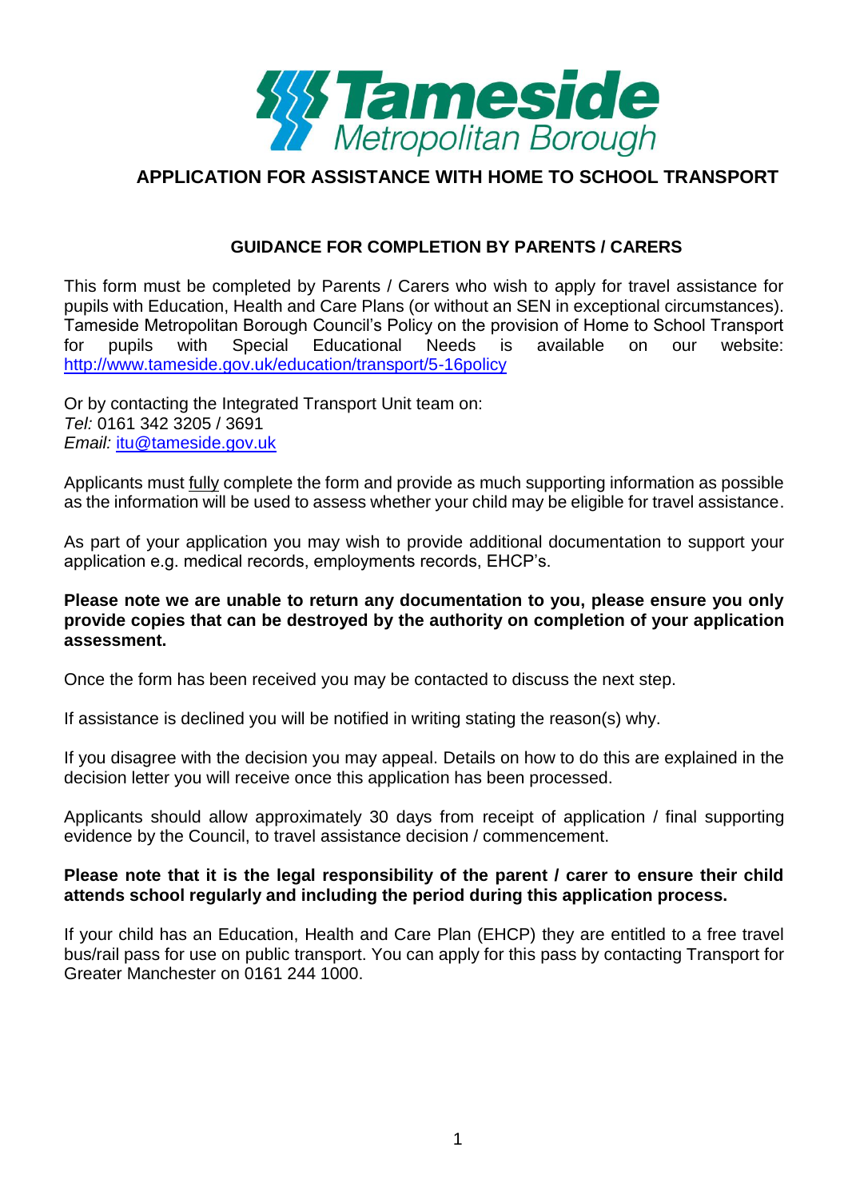Tameside Metropolitan Borough

# APPLICATION FOR ASSISTANCE WITH HOME TO SCHOOL TRANSPORT

## GUIDANCE FOR COMPLETION BY PARENTS / CARERS

This form must be completed by Parents / Carers who wish to apply for travel assistance for pupils with Education, Health and Care Plans (or without an SEN in exceptional circumstances). Tameside Metropolitan Borough Council's Policy on the provision of Home to School Transport for pupils with Special Educational Needs is available on our website: http://www.tameside.gov.uk/education/transport/5-16policy

Or by contacting the Integrated Transport Unit team on:
*Tel:* 0161 342 3205 / 3691
*Email:* itu@tameside.gov.uk

Applicants must fully complete the form and provide as much supporting information as possible as the information will be used to assess whether your child may be eligible for travel assistance.

As part of your application you may wish to provide additional documentation to support your application e.g. medical records, employments records, EHCP's.

**Please note we are unable to return any documentation to you, please ensure you only provide copies that can be destroyed by the authority on completion of your application assessment.**

Once the form has been received you may be contacted to discuss the next step.

If assistance is declined you will be notified in writing stating the reason(s) why.

If you disagree with the decision you may appeal. Details on how to do this are explained in the decision letter you will receive once this application has been processed.

Applicants should allow approximately 30 days from receipt of application / final supporting evidence by the Council, to travel assistance decision / commencement.

**Please note that it is the legal responsibility of the parent / carer to ensure their child attends school regularly and including the period during this application process.**

If your child has an Education, Health and Care Plan (EHCP) they are entitled to a free travel bus/rail pass for use on public transport. You can apply for this pass by contacting Transport for Greater Manchester on 0161 244 1000.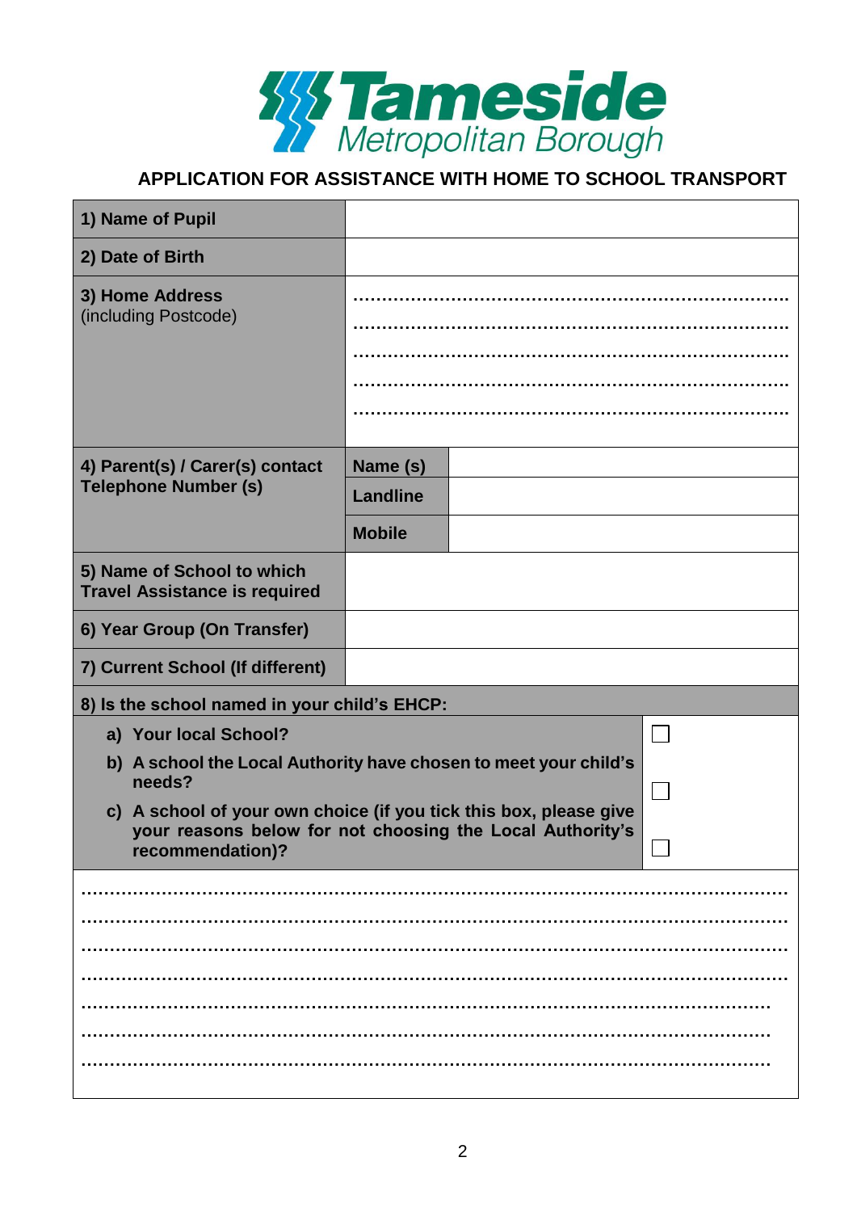Tameside Metropolitan Borough

## APPLICATION FOR ASSISTANCE WITH HOME TO SCHOOL TRANSPORT

| | | |
|---|---|---|
| **1) Name of Pupil** | | |
| **2) Date of Birth** | | |
| **3) Home Address** (including Postcode) | ………………………………………………………………… ………………………………………………………………… ………………………………………………………………… ………………………………………………………………… ………………………………………………………………… | |
| **4) Parent(s) / Carer(s) contact Telephone Number (s)** | **Name (s)** | |
| | **Landline** | |
| | **Mobile** | |
| **5) Name of School to which Travel Assistance is required** | | |
| **6) Year Group (On Transfer)** | | |
| **7) Current School (If different)** | | |

**8) Is the school named in your child's EHCP:**

- **a) Your local School?** ☐
- **b) A school the Local Authority have chosen to meet your child's needs?** ☐
- **c) A school of your own choice (if you tick this box, please give your reasons below for not choosing the Local Authority's recommendation)?** ☐

…………………………………………………………………………………………………………

…………………………………………………………………………………………………………

…………………………………………………………………………………………………………

…………………………………………………………………………………………………………

…………………………………………………………………………………………………………

…………………………………………………………………………………………………………

…………………………………………………………………………………………………………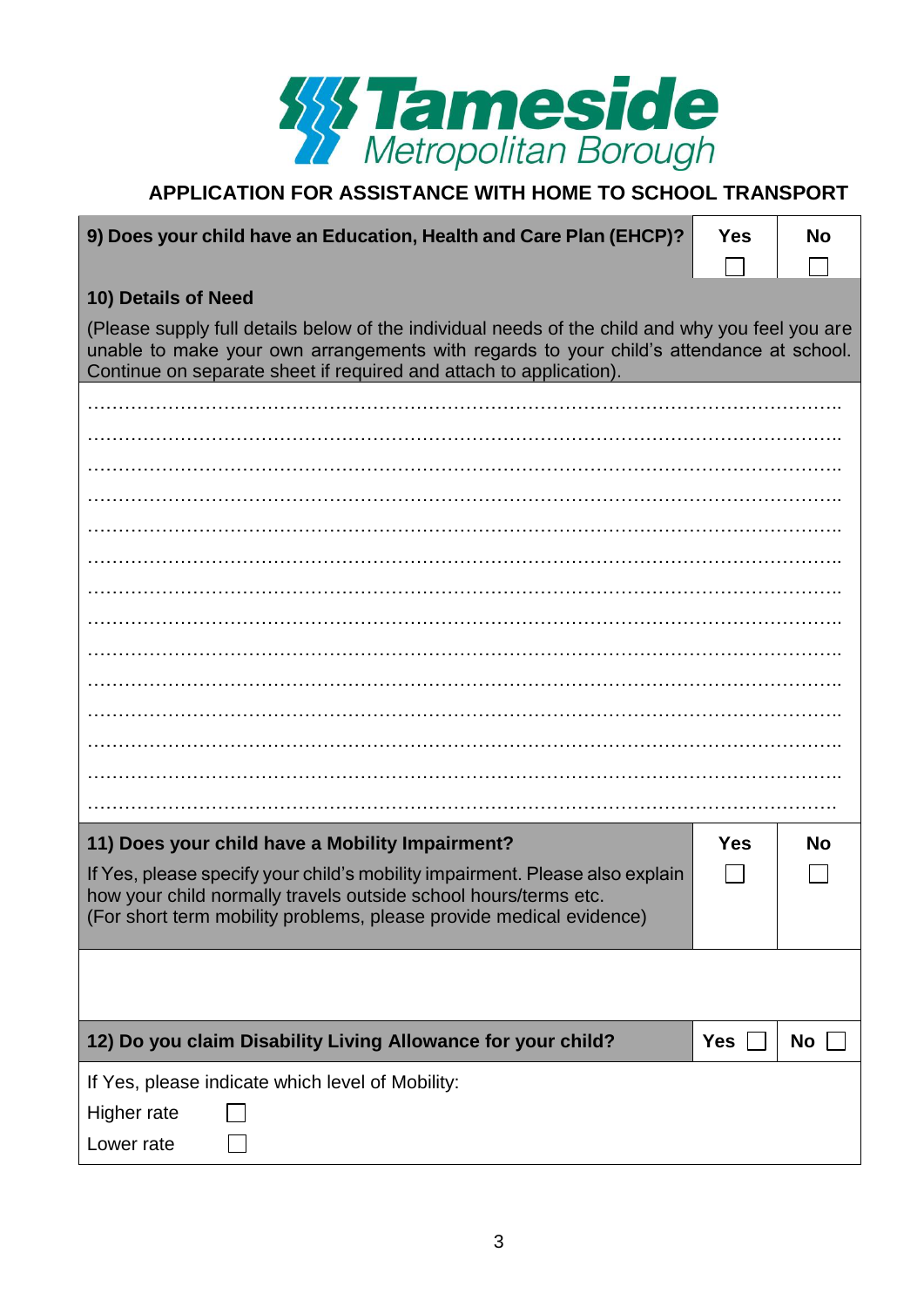**Tameside** *Metropolitan Borough*

## APPLICATION FOR ASSISTANCE WITH HOME TO SCHOOL TRANSPORT

| 9) Does your child have an Education, Health and Care Plan (EHCP)? | Yes ☐ | No ☐ |
|---|---|---|

**10) Details of Need**

(Please supply full details below of the individual needs of the child and why you feel you are unable to make your own arrangements with regards to your child's attendance at school. Continue on separate sheet if required and attach to application).

……………………………………………………………………………………………………..
……………………………………………………………………………………………………..
……………………………………………………………………………………………………..
……………………………………………………………………………………………………..
……………………………………………………………………………………………………..
……………………………………………………………………………………………………..
……………………………………………………………………………………………………..
……………………………………………………………………………………………………..
……………………………………………………………………………………………………..
……………………………………………………………………………………………………..
……………………………………………………………………………………………………..
……………………………………………………………………………………………………..
……………………………………………………………………………………………………..
…………………………………………………………………………………………………….

| **11) Does your child have a Mobility Impairment?**<br>If Yes, please specify your child's mobility impairment. Please also explain how your child normally travels outside school hours/terms etc.<br>(For short term mobility problems, please provide medical evidence) | **Yes** ☐ | **No** ☐ |
|---|---|---|
| | | |

| **12) Do you claim Disability Living Allowance for your child?** | **Yes** ☐ | **No** ☐ |
|---|---|---|

If Yes, please indicate which level of Mobility:

Higher rate ☐

Lower rate ☐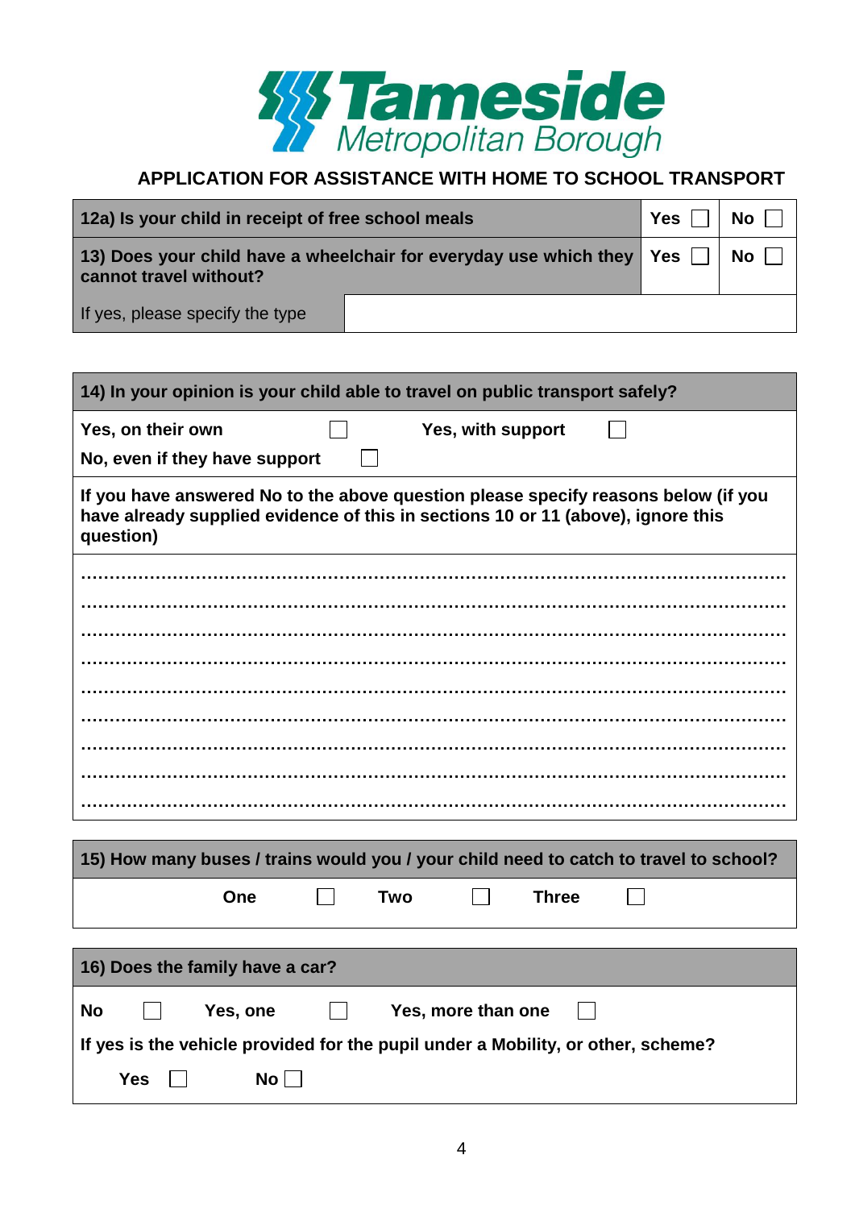Tameside Metropolitan Borough

## APPLICATION FOR ASSISTANCE WITH HOME TO SCHOOL TRANSPORT

| 12a) Is your child in receipt of free school meals | Yes ☐ | No ☐ |
|---|---|---|
| 13) Does your child have a wheelchair for everyday use which they cannot travel without? | Yes ☐ | No ☐ |
| If yes, please specify the type | | |

**14) In your opinion is your child able to travel on public transport safely?**

Yes, on their own ☐ Yes, with support ☐

No, even if they have support ☐

**If you have answered No to the above question please specify reasons below (if you have already supplied evidence of this in sections 10 or 11 (above), ignore this question)**

……………………………………………………………………………………………………

……………………………………………………………………………………………………

……………………………………………………………………………………………………

……………………………………………………………………………………………………

……………………………………………………………………………………………………

……………………………………………………………………………………………………

……………………………………………………………………………………………………

……………………………………………………………………………………………………

……………………………………………………………………………………………………

**15) How many buses / trains would you / your child need to catch to travel to school?**

One ☐ Two ☐ Three ☐

**16) Does the family have a car?**

No ☐ Yes, one ☐ Yes, more than one ☐

**If yes is the vehicle provided for the pupil under a Mobility, or other, scheme?**

Yes ☐ No ☐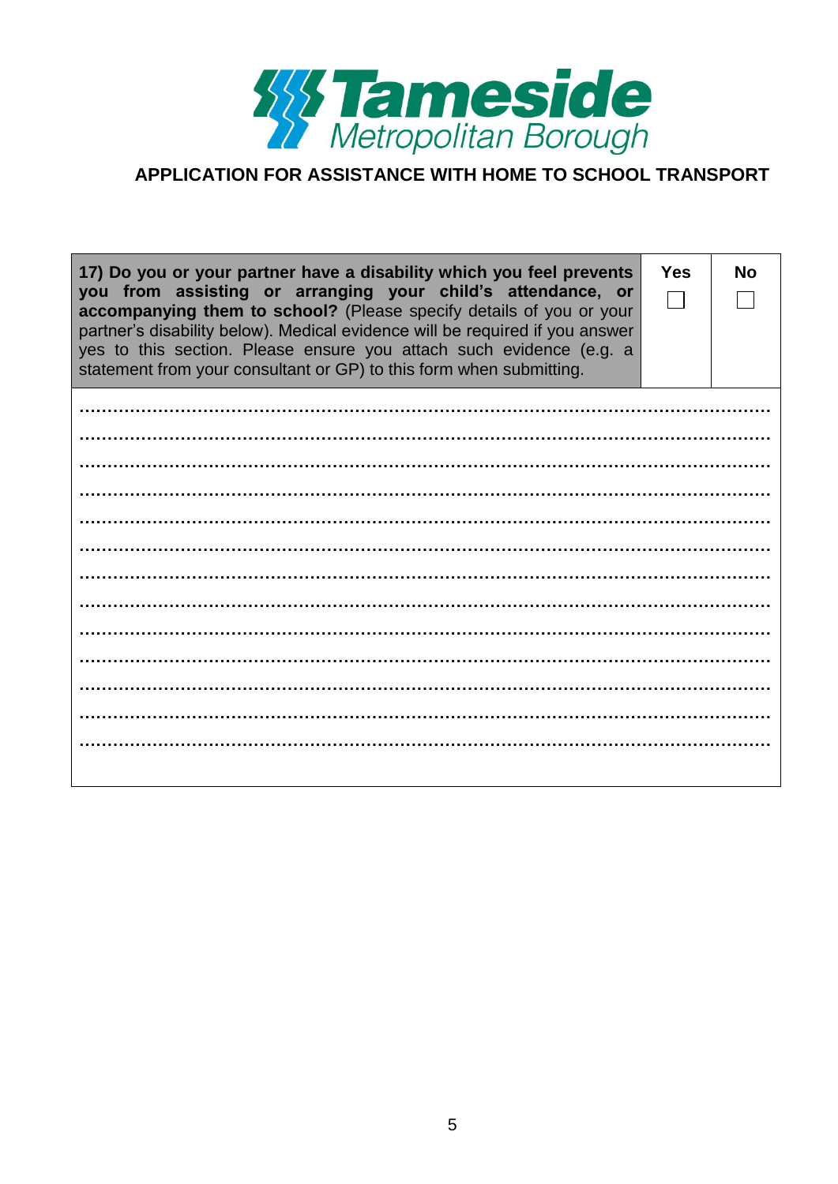Tameside Metropolitan Borough

**APPLICATION FOR ASSISTANCE WITH HOME TO SCHOOL TRANSPORT**

| **17) Do you or your partner have a disability which you feel prevents you from assisting or arranging your child's attendance, or accompanying them to school?** (Please specify details of you or your partner's disability below). Medical evidence will be required if you answer yes to this section. Please ensure you attach such evidence (e.g. a statement from your consultant or GP) to this form when submitting. | **Yes** ☐ | **No** ☐ |
|---|---|---|

..................................................................................................................

..................................................................................................................

..................................................................................................................

..................................................................................................................

..................................................................................................................

..................................................................................................................

..................................................................................................................

..................................................................................................................

..................................................................................................................

..................................................................................................................

..................................................................................................................

..................................................................................................................

..................................................................................................................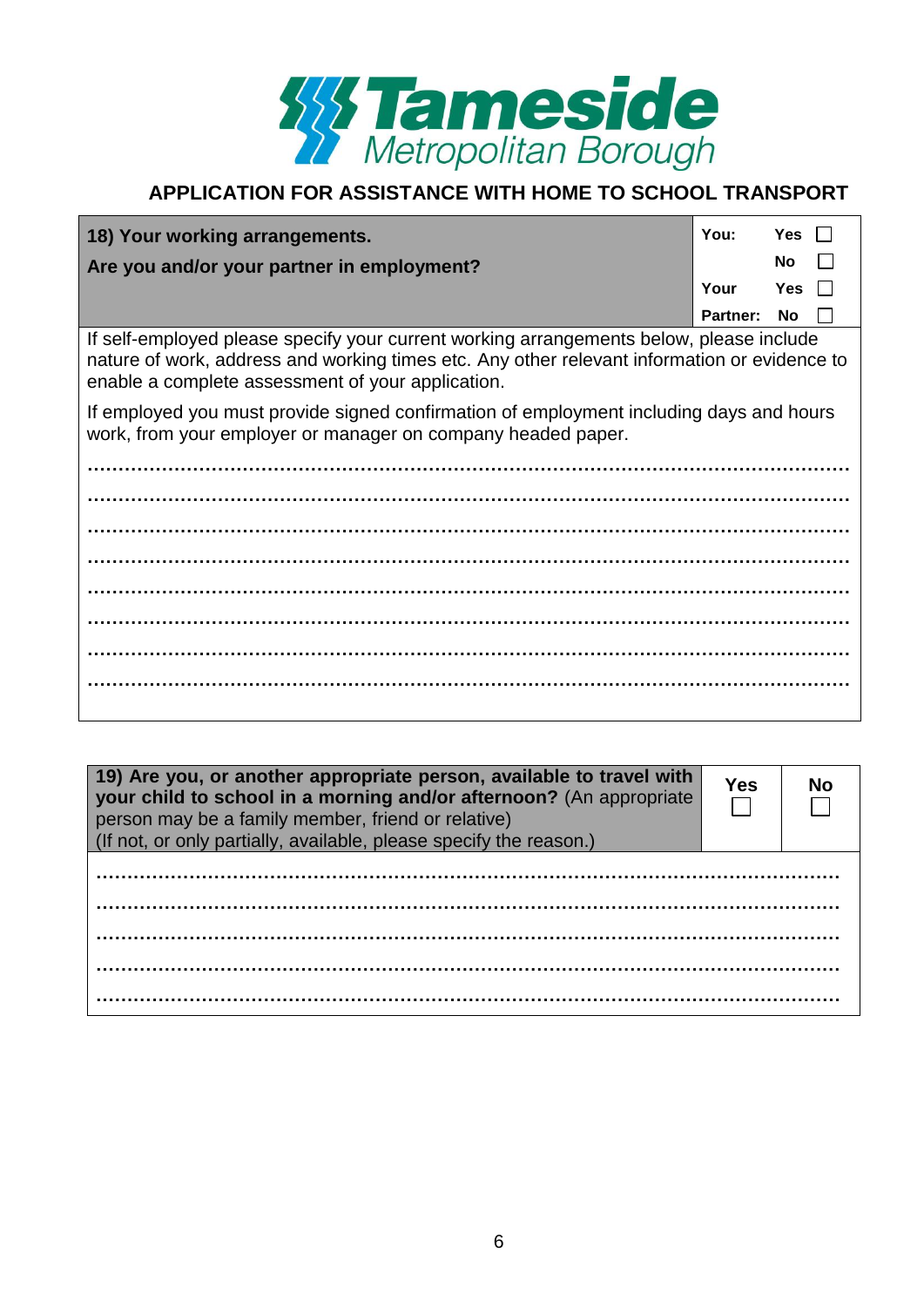**Tameside Metropolitan Borough**

## APPLICATION FOR ASSISTANCE WITH HOME TO SCHOOL TRANSPORT

| **18) Your working arrangements.**<br>**Are you and/or your partner in employment?** | **You:** Yes ☐ No ☐<br>**Your Partner:** Yes ☐ No ☐ |
|---|---|

If self-employed please specify your current working arrangements below, please include nature of work, address and working times etc. Any other relevant information or evidence to enable a complete assessment of your application.

If employed you must provide signed confirmation of employment including days and hours work, from your employer or manager on company headed paper.

........................................................................................................................

........................................................................................................................

........................................................................................................................

........................................................................................................................

........................................................................................................................

........................................................................................................................

........................................................................................................................

........................................................................................................................

| **19) Are you, or another appropriate person, available to travel with your child to school in a morning and/or afternoon?** (An appropriate person may be a family member, friend or relative)<br>(If not, or only partially, available, please specify the reason.) | **Yes** ☐ | **No** ☐ |
|---|---|---|

........................................................................................................................

........................................................................................................................

........................................................................................................................

........................................................................................................................

........................................................................................................................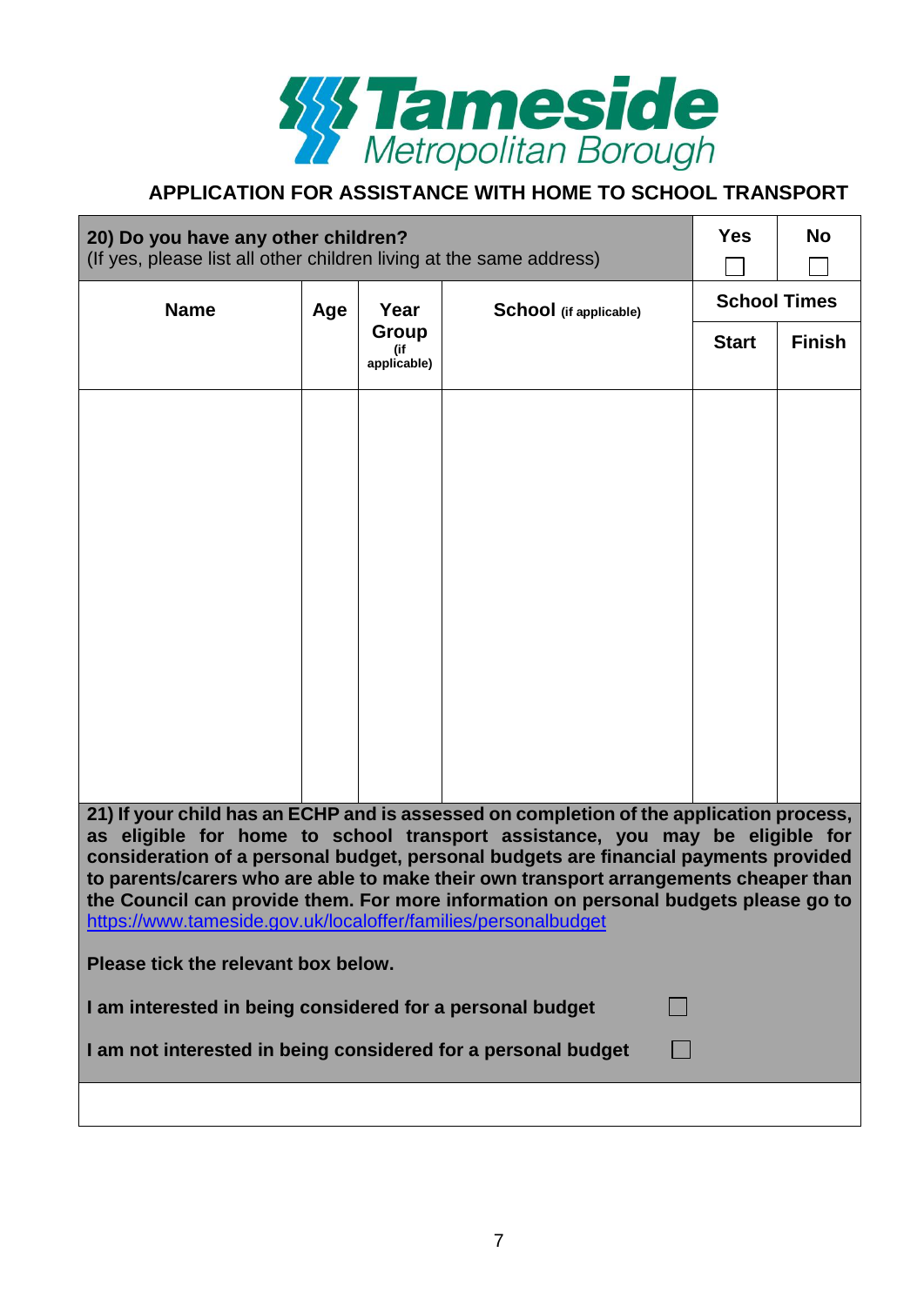Tameside Metropolitan Borough

## APPLICATION FOR ASSISTANCE WITH HOME TO SCHOOL TRANSPORT

**20) Do you have any other children?**
(If yes, please list all other children living at the same address)

| | | | | Yes | No |
|---|---|---|---|---|---|
| | | | | ☐ | ☐ |

| Name | Age | Year Group (if applicable) | School (if applicable) | School Times | |
|---|---|---|---|---|---|
| | | | | Start | Finish |
| | | | | | |

**21) If your child has an ECHP and is assessed on completion of the application process, as eligible for home to school transport assistance, you may be eligible for consideration of a personal budget, personal budgets are financial payments provided to parents/carers who are able to make their own transport arrangements cheaper than the Council can provide them. For more information on personal budgets please go to** https://www.tameside.gov.uk/localoffer/families/personalbudget

**Please tick the relevant box below.**

**I am interested in being considered for a personal budget** ☐

**I am not interested in being considered for a personal budget** ☐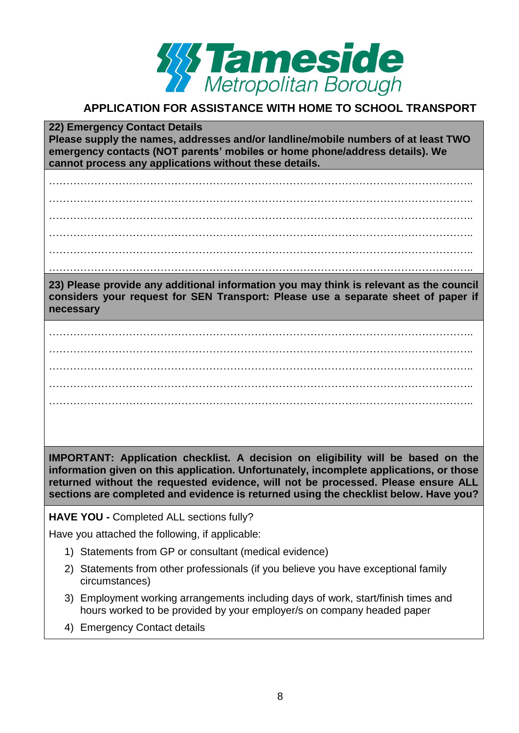**Tameside Metropolitan Borough**

## APPLICATION FOR ASSISTANCE WITH HOME TO SCHOOL TRANSPORT

**22) Emergency Contact Details**
**Please supply the names, addresses and/or landline/mobile numbers of at least TWO emergency contacts (NOT parents' mobiles or home phone/address details). We cannot process any applications without these details.**

……………………………………………………………………………………………………..

……………………………………………………………………………………………………..

……………………………………………………………………………………………………..

……………………………………………………………………………………………………..

……………………………………………………………………………………………………..

……………………………………………………………………………………………………..

**23) Please provide any additional information you may think is relevant as the council considers your request for SEN Transport: Please use a separate sheet of paper if necessary**

……………………………………………………………………………………………………..

……………………………………………………………………………………………………..

……………………………………………………………………………………………………..

……………………………………………………………………………………………………..

……………………………………………………………………………………………………..

**IMPORTANT: Application checklist. A decision on eligibility will be based on the information given on this application. Unfortunately, incomplete applications, or those returned without the requested evidence, will not be processed. Please ensure ALL sections are completed and evidence is returned using the checklist below. Have you?**

**HAVE YOU -** Completed ALL sections fully?

Have you attached the following, if applicable:

1) Statements from GP or consultant (medical evidence)
2) Statements from other professionals (if you believe you have exceptional family circumstances)
3) Employment working arrangements including days of work, start/finish times and hours worked to be provided by your employer/s on company headed paper
4) Emergency Contact details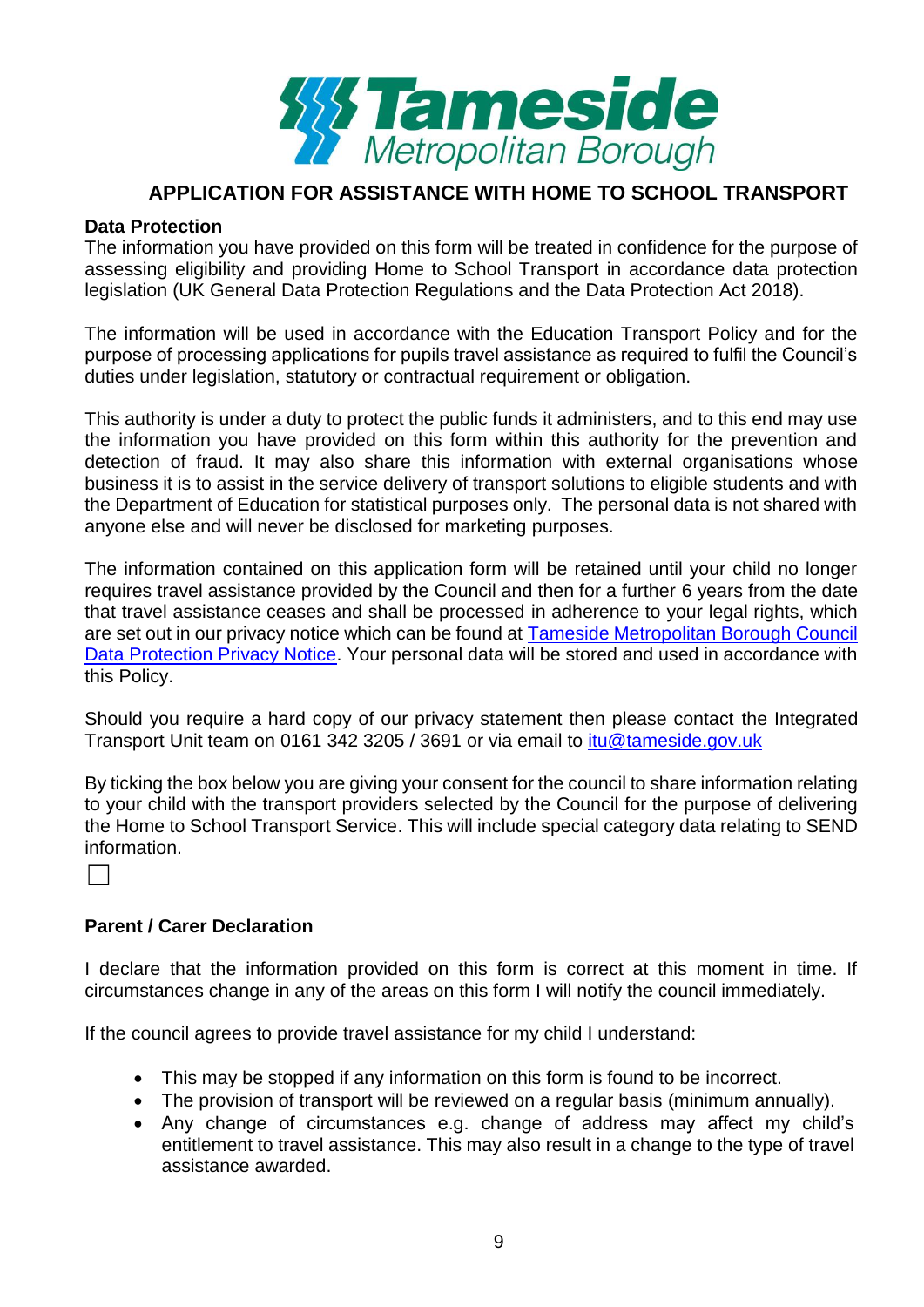Tameside Metropolitan Borough

## APPLICATION FOR ASSISTANCE WITH HOME TO SCHOOL TRANSPORT

**Data Protection**

The information you have provided on this form will be treated in confidence for the purpose of assessing eligibility and providing Home to School Transport in accordance data protection legislation (UK General Data Protection Regulations and the Data Protection Act 2018).

The information will be used in accordance with the Education Transport Policy and for the purpose of processing applications for pupils travel assistance as required to fulfil the Council's duties under legislation, statutory or contractual requirement or obligation.

This authority is under a duty to protect the public funds it administers, and to this end may use the information you have provided on this form within this authority for the prevention and detection of fraud. It may also share this information with external organisations whose business it is to assist in the service delivery of transport solutions to eligible students and with the Department of Education for statistical purposes only. The personal data is not shared with anyone else and will never be disclosed for marketing purposes.

The information contained on this application form will be retained until your child no longer requires travel assistance provided by the Council and then for a further 6 years from the date that travel assistance ceases and shall be processed in adherence to your legal rights, which are set out in our privacy notice which can be found at [Tameside Metropolitan Borough Council Data Protection Privacy Notice](). Your personal data will be stored and used in accordance with this Policy.

Should you require a hard copy of our privacy statement then please contact the Integrated Transport Unit team on 0161 342 3205 / 3691 or via email to [itu@tameside.gov.uk](mailto:itu@tameside.gov.uk)

By ticking the box below you are giving your consent for the council to share information relating to your child with the transport providers selected by the Council for the purpose of delivering the Home to School Transport Service. This will include special category data relating to SEND information.

☐

**Parent / Carer Declaration**

I declare that the information provided on this form is correct at this moment in time. If circumstances change in any of the areas on this form I will notify the council immediately.

If the council agrees to provide travel assistance for my child I understand:

- This may be stopped if any information on this form is found to be incorrect.
- The provision of transport will be reviewed on a regular basis (minimum annually).
- Any change of circumstances e.g. change of address may affect my child's entitlement to travel assistance. This may also result in a change to the type of travel assistance awarded.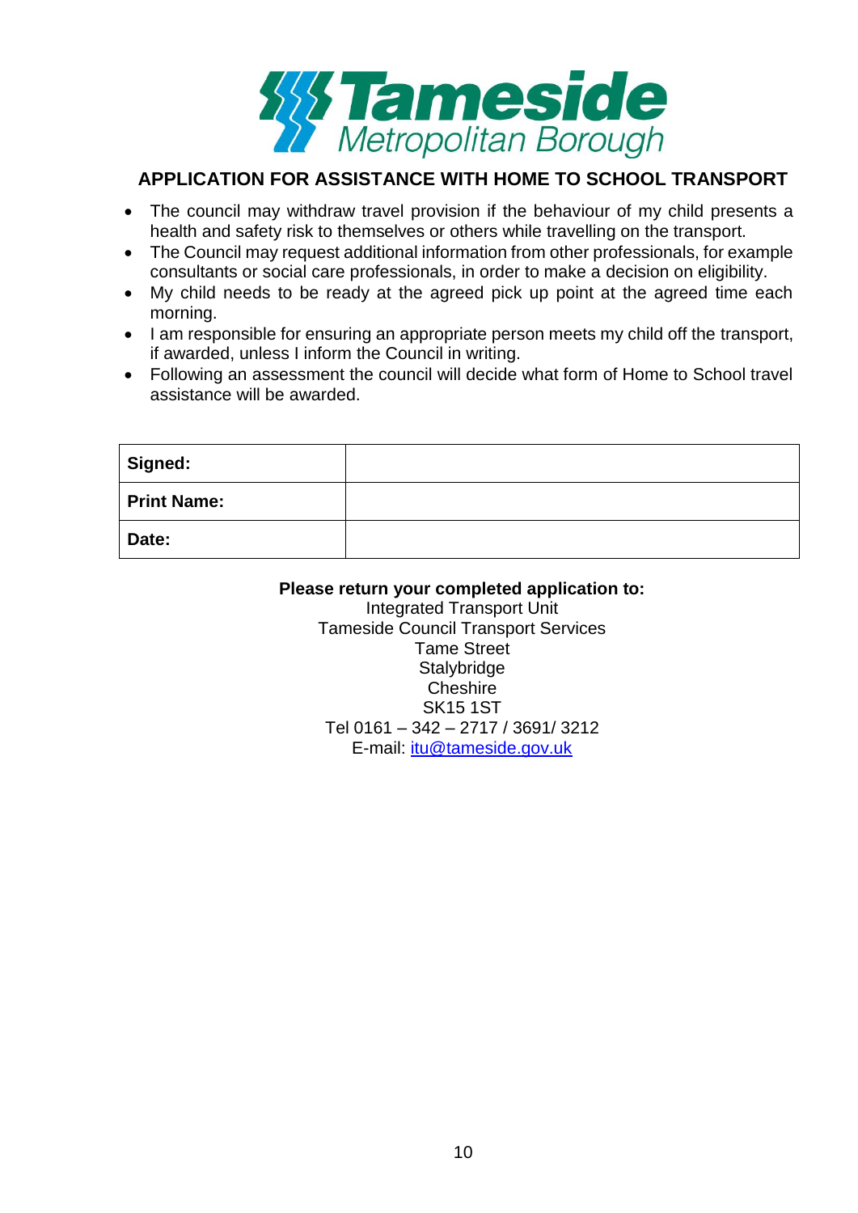Tameside Metropolitan Borough

## APPLICATION FOR ASSISTANCE WITH HOME TO SCHOOL TRANSPORT

- The council may withdraw travel provision if the behaviour of my child presents a health and safety risk to themselves or others while travelling on the transport.
- The Council may request additional information from other professionals, for example consultants or social care professionals, in order to make a decision on eligibility.
- My child needs to be ready at the agreed pick up point at the agreed time each morning.
- I am responsible for ensuring an appropriate person meets my child off the transport, if awarded, unless I inform the Council in writing.
- Following an assessment the council will decide what form of Home to School travel assistance will be awarded.

| | |
|---|---|
| **Signed:** | |
| **Print Name:** | |
| **Date:** | |

**Please return your completed application to:**
Integrated Transport Unit
Tameside Council Transport Services
Tame Street
Stalybridge
Cheshire
SK15 1ST
Tel 0161 – 342 – 2717 / 3691/ 3212
E-mail: itu@tameside.gov.uk